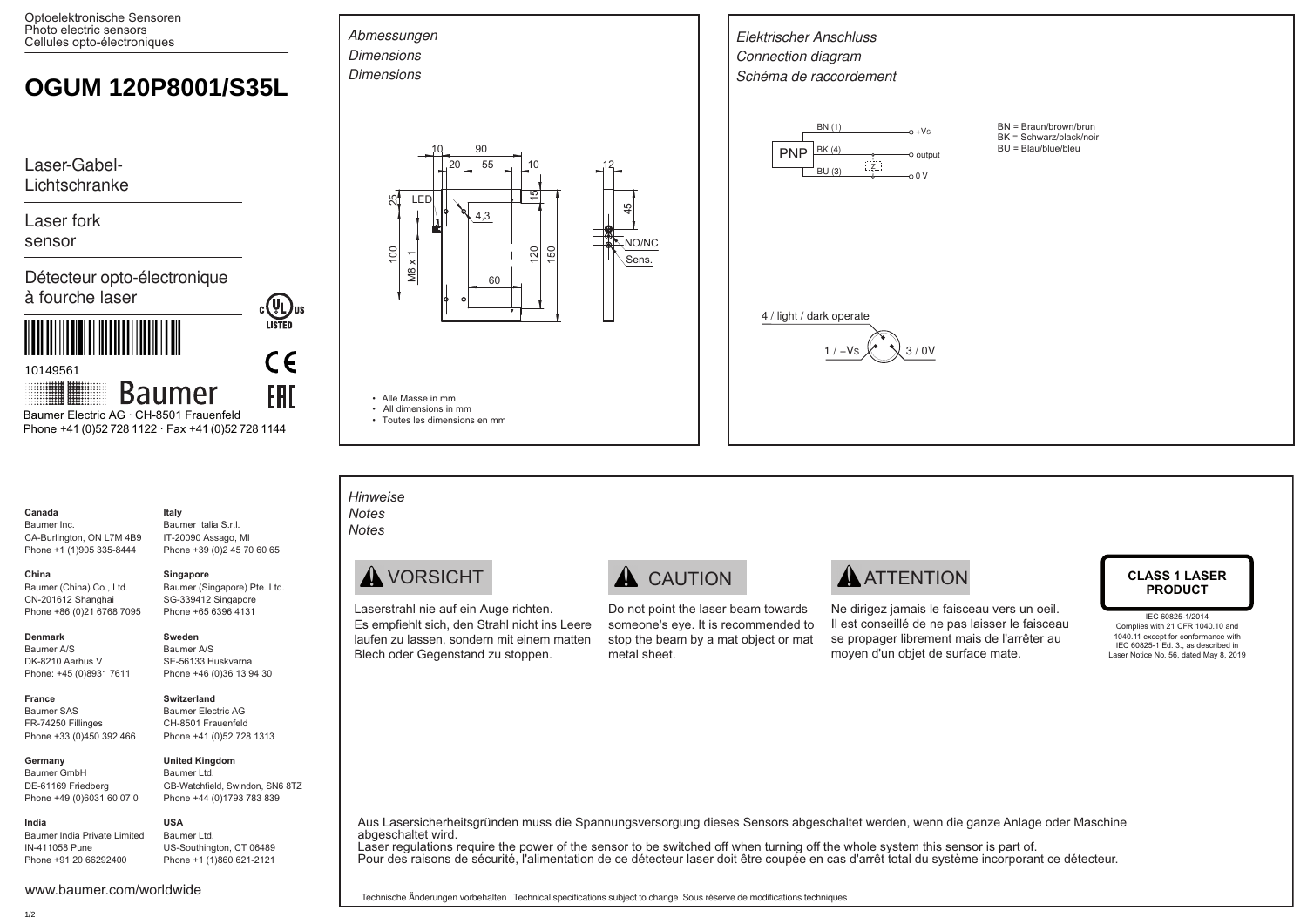Optoelektronische Sensoren
Photo electric sensors
Cellules opto-électroniques

# OGUM 120P8001/S35L

Laser-Gabel-Lichtschranke

Laser fork sensor

Détecteur opto-électronique à fourche laser

10149561

Baumer

Baumer Electric AG · CH-8501 Frauenfeld
Phone +41 (0)52 728 1122 · Fax +41 (0)52 728 1144

## *Abmessungen / Dimensions / Dimensions*

LED, 10, 90, 20, 55, 10, 12, 25, 4,3, 15, 45, 100, M8 x 1, 120, 150, 60, NO/NC, Sens.

- Alle Masse in mm
- All dimensions in mm
- Toutes les dimensions en mm

## *Elektrischer Anschluss / Connection diagram / Schéma de raccordement*

PNP: BN (1) — +Vs; BK (4) — output; BU (3) — 0 V; Z

BN = Braun/brown/brun
BK = Schwarz/black/noir
BU = Blau/blue/bleu

4 / light / dark operate
1 / +Vs
3 / 0V

**Canada**
Baumer Inc.
CA-Burlington, ON L7M 4B9
Phone +1 (1)905 335-8444

**China**
Baumer (China) Co., Ltd.
CN-201612 Shanghai
Phone +86 (0)21 6768 7095

**Denmark**
Baumer A/S
DK-8210 Aarhus V
Phone: +45 (0)8931 7611

**France**
Baumer SAS
FR-74250 Fillinges
Phone +33 (0)450 392 466

**Germany**
Baumer GmbH
DE-61169 Friedberg
Phone +49 (0)6031 60 07 0

**India**
Baumer India Private Limited
IN-411058 Pune
Phone +91 20 66292400

**Italy**
Baumer Italia S.r.l.
IT-20090 Assago, MI
Phone +39 (0)2 45 70 60 65

**Singapore**
Baumer (Singapore) Pte. Ltd.
SG-339412 Singapore
Phone +65 6396 4131

**Sweden**
Baumer A/S
SE-56133 Huskvarna
Phone +46 (0)36 13 94 30

**Switzerland**
Baumer Electric AG
CH-8501 Frauenfeld
Phone +41 (0)52 728 1313

**United Kingdom**
Baumer Ltd.
GB-Watchfield, Swindon, SN6 8TZ
Phone +44 (0)1793 783 839

**USA**
Baumer Ltd.
US-Southington, CT 06489
Phone +1 (1)860 621-2121

www.baumer.com/worldwide

## *Hinweise / Notes / Notes*

**VORSICHT**

Laserstrahl nie auf ein Auge richten.
Es empfiehlt sich, den Strahl nicht ins Leere laufen zu lassen, sondern mit einem matten Blech oder Gegenstand zu stoppen.

**CAUTION**

Do not point the laser beam towards someone's eye. It is recommended to stop the beam by a mat object or mat metal sheet.

**ATTENTION**

Ne dirigez jamais le faisceau vers un oeil.
Il est conseillé de ne pas laisser le faisceau se propager librement mais de l'arrêter au moyen d'un objet de surface mate.

**CLASS 1 LASER PRODUCT**

IEC 60825-1/2014
Complies with 21 CFR 1040.10 and 1040.11 except for conformance with IEC 60825-1 Ed. 3., as described in Laser Notice No. 56, dated May 8, 2019

Aus Lasersicherheitsgründen muss die Spannungsversorgung dieses Sensors abgeschaltet werden, wenn die ganze Anlage oder Maschine abgeschaltet wird.
Laser regulations require the power of the sensor to be switched off when turning off the whole system this sensor is part of.
Pour des raisons de sécurité, l'alimentation de ce détecteur laser doit être coupée en cas d'arrêt total du système incorporant ce détecteur.

Technische Änderungen vorbehalten   Technical specifications subject to change   Sous réserve de modifications techniques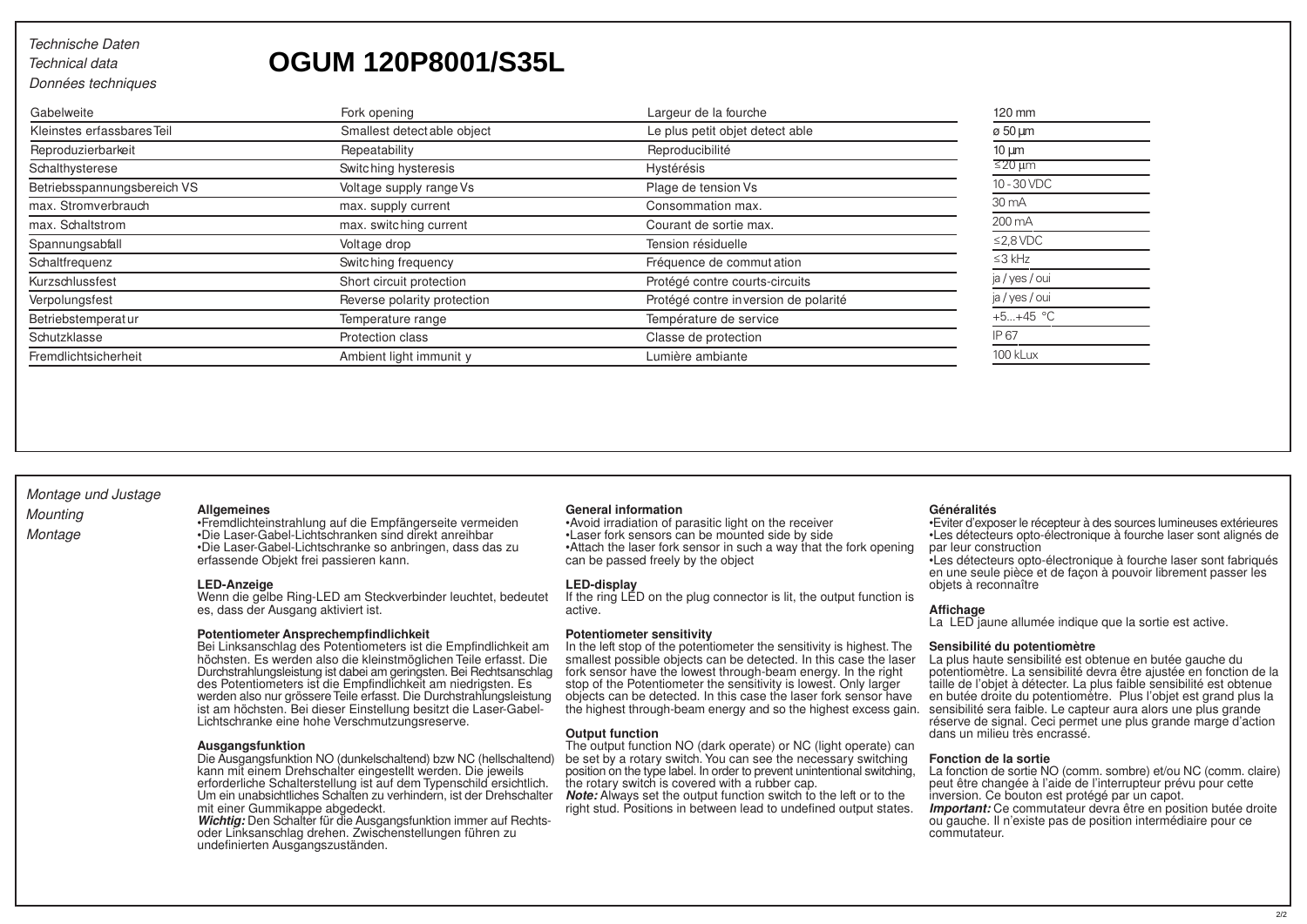*Technische Daten*
*Technical data*
*Données techniques*

# OGUM 120P8001/S35L

| | | | |
|---|---|---|---|
| Gabelweite | Fork opening | Largeur de la fourche | 120 mm |
| Kleinstes erfassbares Teil | Smallest detectable object | Le plus petit objet detect able | ø 50 µm |
| Reproduzierbarkeit | Repeatability | Reproducibilité | 10 µm |
| Schalthysterese | Switching hysteresis | Hystérésis | ≤20 µm |
| Betriebsspannungsbereich VS | Voltage supply range Vs | Plage de tension Vs | 10 - 30 VDC |
| max. Stromverbrauch | max. supply current | Consommation max. | 30 mA |
| max. Schaltstrom | max. switching current | Courant de sortie max. | 200 mA |
| Spannungsabfall | Voltage drop | Tension résiduelle | ≤2,8 VDC |
| Schaltfrequenz | Switching frequency | Fréquence de commutation | ≤3 kHz |
| Kurzschlussfest | Short circuit protection | Protégé contre courts-circuits | ja / yes / oui |
| Verpolungsfest | Reverse polarity protection | Protégé contre inversion de polarité | ja / yes / oui |
| Betriebstemperatur | Temperature range | Température de service | +5...+45 °C |
| Schutzklasse | Protection class | Classe de protection | IP 67 |
| Fremdlichtsicherheit | Ambient light immunity | Lumière ambiante | 100 kLux |

*Montage und Justage*
*Mounting*
*Montage*

**Allgemeines**
- Fremdlichteinstrahlung auf die Empfängerseite vermeiden
- Die Laser-Gabel-Lichtschranken sind direkt anreihbar
- Die Laser-Gabel-Lichtschranke so anbringen, dass das zu erfassende Objekt frei passieren kann.

**LED-Anzeige**
Wenn die gelbe Ring-LED am Steckverbinder leuchtet, bedeutet es, dass der Ausgang aktiviert ist.

**Potentiometer Ansprechempfindlichkeit**
Bei Linksanschlag des Potentiometers ist die Empfindlichkeit am höchsten. Es werden also die kleinstmöglichen Teile erfasst. Die Durchstrahlungsleistung ist dabei am geringsten. Bei Rechtsanschlag des Potentiometers ist die Empfindlichkeit am niedrigsten. Es werden also nur grössere Teile erfasst. Die Durchstrahlungsleistung ist am höchsten. Bei dieser Einstellung besitzt die Laser-Gabel-Lichtschranke eine hohe Verschmutzungsreserve.

**Ausgangsfunktion**
Die Ausgangsfunktion NO (dunkelschaltend) bzw NC (hellschaltend) kann mit einem Drehschalter eingestellt werden. Die jeweils erforderliche Schalterstellung ist auf dem Typenschild ersichtlich. Um ein unabsichtliches Schalten zu verhindern, ist der Drehschalter mit einer Gummikappe abgedeckt.
***Wichtig:*** Den Schalter für die Ausgangsfunktion immer auf Rechts- oder Linksanschlag drehen. Zwischenstellungen führen zu undefinierten Ausgangszuständen.

**General information**
- Avoid irradiation of parasitic light on the receiver
- Laser fork sensors can be mounted side by side
- Attach the laser fork sensor in such a way that the fork opening can be passed freely by the object

**LED-display**
If the ring LED on the plug connector is lit, the output function is active.

**Potentiometer sensitivity**
In the left stop of the potentiometer the sensitivity is highest. The smallest possible objects can be detected. In this case the laser fork sensor have the lowest through-beam energy. In the right stop of the Potentiometer the sensitivity is lowest. Only larger objects can be detected. In this case the laser fork sensor have the highest through-beam energy and so the highest excess gain.

**Output function**
The output function NO (dark operate) or NC (light operate) can be set by a rotary switch. You can see the necessary switching position on the type label. In order to prevent unintentional switching, the rotary switch is covered with a rubber cap.
***Note:*** Always set the output function switch to the left or to the right stud. Positions in between lead to undefined output states.

**Généralités**
- Eviter d'exposer le récepteur à des sources lumineuses extérieures
- Les détecteurs opto-électronique à fourche laser sont alignés de par leur construction
- Les détecteurs opto-électronique à fourche laser sont fabriqués en une seule pièce et de façon à pouvoir librement passer les objets à reconnaître

**Affichage**
La LED jaune allumée indique que la sortie est active.

**Sensibilité du potentiomètre**
La plus haute sensibilité est obtenue en butée gauche du potentiomètre. La sensibilité devra être ajustée en fonction de la taille de l'objet à détecter. La plus faible sensibilité est obtenue en butée droite du potentiomètre. Plus l'objet est grand plus la sensibilité sera faible. Le capteur aura alors une plus grande réserve de signal. Ceci permet une plus grande marge d'action dans un milieu très encrassé.

**Fonction de la sortie**
La fonction de sortie NO (comm. sombre) et/ou NC (comm. claire) peut être changée à l'aide de l'interrupteur prévu pour cette inversion. Ce bouton est protégé par un capot.
***Important:*** Ce commutateur devra être en position butée droite ou gauche. Il n'existe pas de position intermédiaire pour ce commutateur.